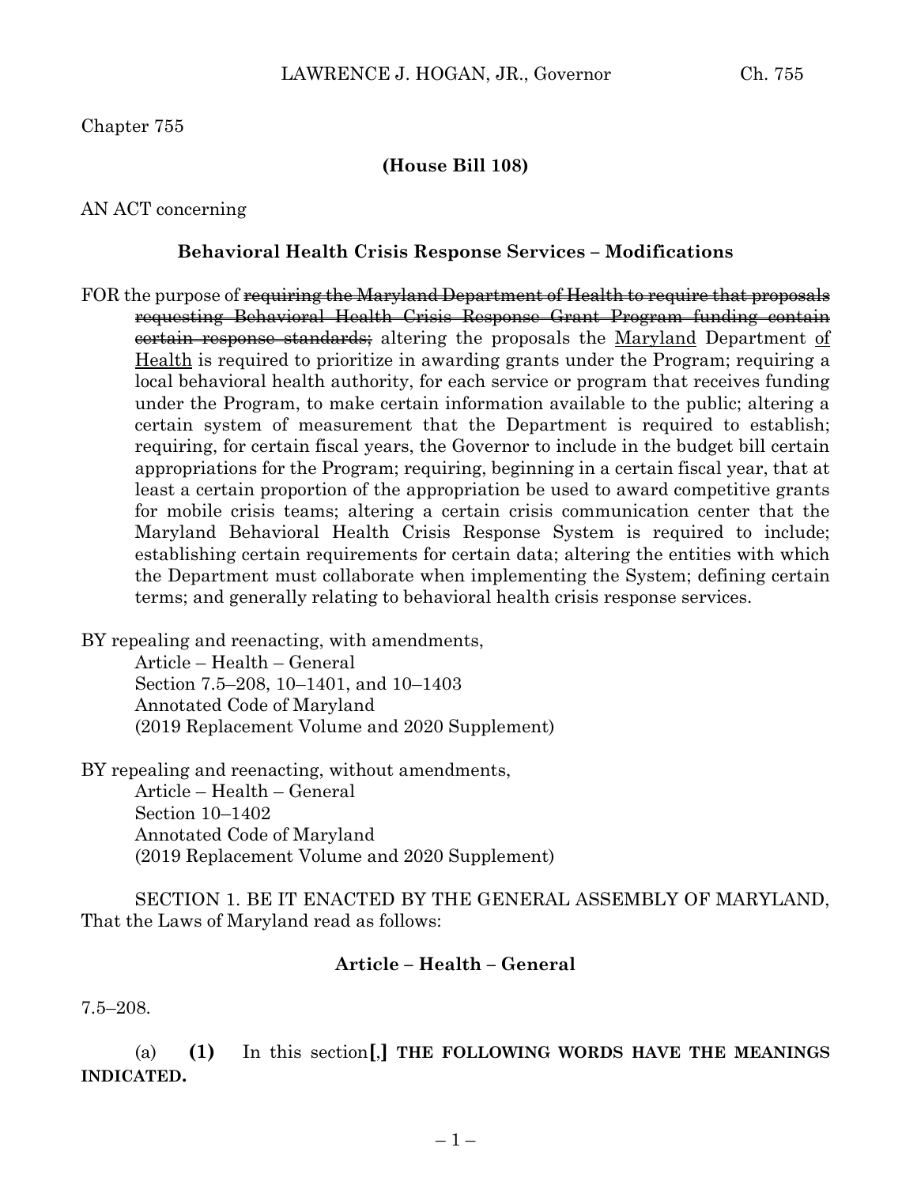Chapter 755

**(House Bill 108)**

AN ACT concerning

**Behavioral Health Crisis Response Services – Modifications**

FOR the purpose of ~~requiring the Maryland Department of Health to require that proposals requesting Behavioral Health Crisis Response Grant Program funding contain certain response standards;~~ altering the proposals the Maryland Department of Health is required to prioritize in awarding grants under the Program; requiring a local behavioral health authority, for each service or program that receives funding under the Program, to make certain information available to the public; altering a certain system of measurement that the Department is required to establish; requiring, for certain fiscal years, the Governor to include in the budget bill certain appropriations for the Program; requiring, beginning in a certain fiscal year, that at least a certain proportion of the appropriation be used to award competitive grants for mobile crisis teams; altering a certain crisis communication center that the Maryland Behavioral Health Crisis Response System is required to include; establishing certain requirements for certain data; altering the entities with which the Department must collaborate when implementing the System; defining certain terms; and generally relating to behavioral health crisis response services.

BY repealing and reenacting, with amendments,
Article – Health – General
Section 7.5–208, 10–1401, and 10–1403
Annotated Code of Maryland
(2019 Replacement Volume and 2020 Supplement)

BY repealing and reenacting, without amendments,
Article – Health – General
Section 10–1402
Annotated Code of Maryland
(2019 Replacement Volume and 2020 Supplement)

SECTION 1. BE IT ENACTED BY THE GENERAL ASSEMBLY OF MARYLAND, That the Laws of Maryland read as follows:

**Article – Health – General**

7.5–208.

(a) **(1)** In this section**[**,**]** **THE FOLLOWING WORDS HAVE THE MEANINGS INDICATED.**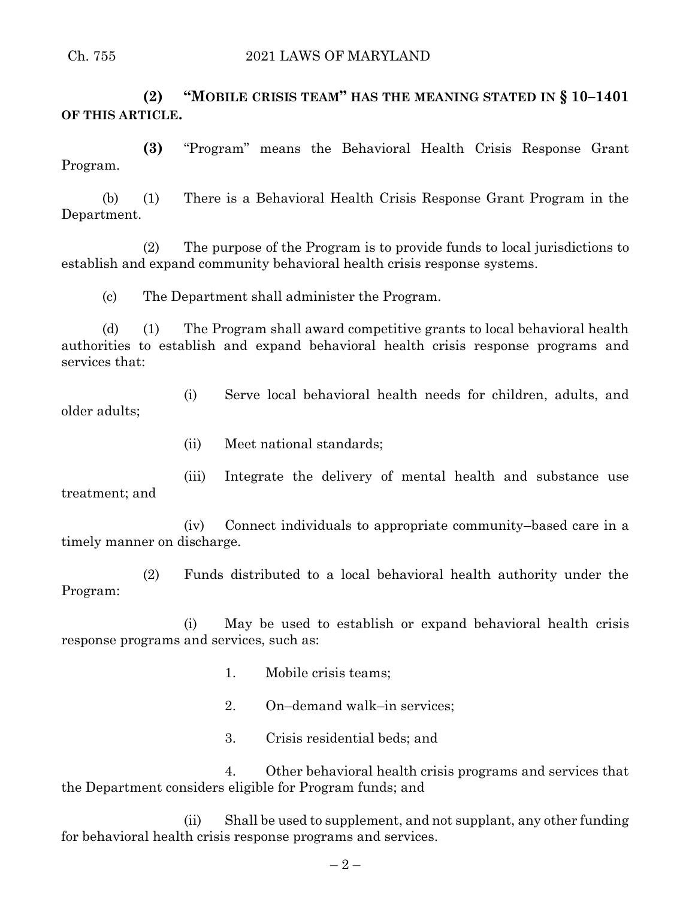**(2) "MOBILE CRISIS TEAM" HAS THE MEANING STATED IN § 10–1401 OF THIS ARTICLE.**

**(3)** "Program" means the Behavioral Health Crisis Response Grant Program.

(b) (1) There is a Behavioral Health Crisis Response Grant Program in the Department.

(2) The purpose of the Program is to provide funds to local jurisdictions to establish and expand community behavioral health crisis response systems.

(c) The Department shall administer the Program.

(d) (1) The Program shall award competitive grants to local behavioral health authorities to establish and expand behavioral health crisis response programs and services that:

(i) Serve local behavioral health needs for children, adults, and older adults;

(ii) Meet national standards;

(iii) Integrate the delivery of mental health and substance use treatment; and

(iv) Connect individuals to appropriate community–based care in a timely manner on discharge.

(2) Funds distributed to a local behavioral health authority under the Program:

(i) May be used to establish or expand behavioral health crisis response programs and services, such as:

1. Mobile crisis teams;

2. On–demand walk–in services;

3. Crisis residential beds; and

4. Other behavioral health crisis programs and services that the Department considers eligible for Program funds; and

(ii) Shall be used to supplement, and not supplant, any other funding for behavioral health crisis response programs and services.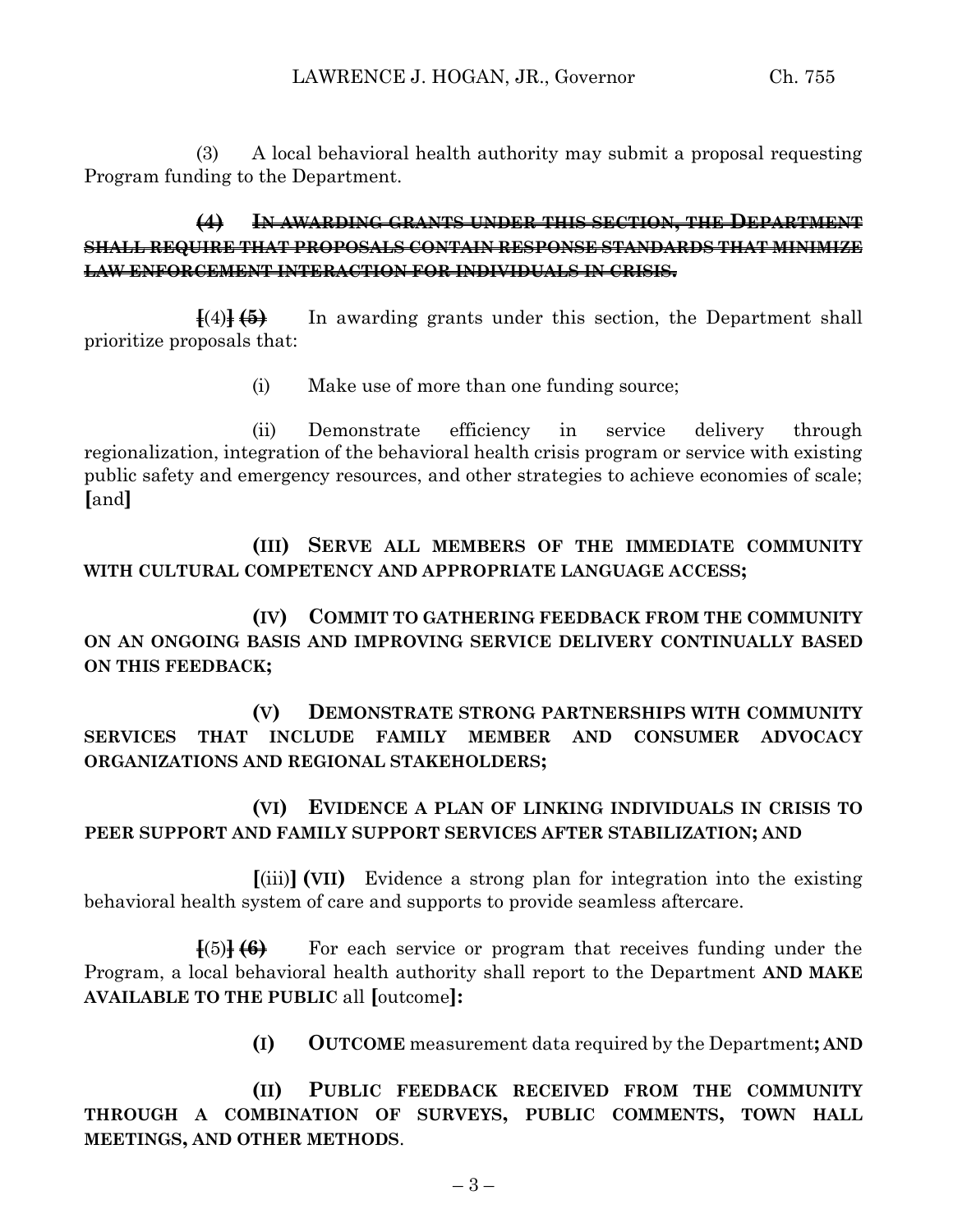(3) A local behavioral health authority may submit a proposal requesting Program funding to the Department.

~~**(4) IN AWARDING GRANTS UNDER THIS SECTION, THE DEPARTMENT SHALL REQUIRE THAT PROPOSALS CONTAIN RESPONSE STANDARDS THAT MINIMIZE LAW ENFORCEMENT INTERACTION FOR INDIVIDUALS IN CRISIS.**~~

**[**(4)**]** ~~**(5)**~~ In awarding grants under this section, the Department shall prioritize proposals that:

(i) Make use of more than one funding source;

(ii) Demonstrate efficiency in service delivery through regionalization, integration of the behavioral health crisis program or service with existing public safety and emergency resources, and other strategies to achieve economies of scale; **[**and**]**

**(III) SERVE ALL MEMBERS OF THE IMMEDIATE COMMUNITY WITH CULTURAL COMPETENCY AND APPROPRIATE LANGUAGE ACCESS;**

**(IV) COMMIT TO GATHERING FEEDBACK FROM THE COMMUNITY ON AN ONGOING BASIS AND IMPROVING SERVICE DELIVERY CONTINUALLY BASED ON THIS FEEDBACK;**

**(V) DEMONSTRATE STRONG PARTNERSHIPS WITH COMMUNITY SERVICES THAT INCLUDE FAMILY MEMBER AND CONSUMER ADVOCACY ORGANIZATIONS AND REGIONAL STAKEHOLDERS;**

**(VI) EVIDENCE A PLAN OF LINKING INDIVIDUALS IN CRISIS TO PEER SUPPORT AND FAMILY SUPPORT SERVICES AFTER STABILIZATION; AND**

**[**(iii)**] (VII)** Evidence a strong plan for integration into the existing behavioral health system of care and supports to provide seamless aftercare.

**[**(5)**]** ~~**(6)**~~ For each service or program that receives funding under the Program, a local behavioral health authority shall report to the Department **AND MAKE AVAILABLE TO THE PUBLIC** all **[**outcome**]:**

**(I) OUTCOME** measurement data required by the Department**; AND**

**(II) PUBLIC FEEDBACK RECEIVED FROM THE COMMUNITY THROUGH A COMBINATION OF SURVEYS, PUBLIC COMMENTS, TOWN HALL MEETINGS, AND OTHER METHODS**.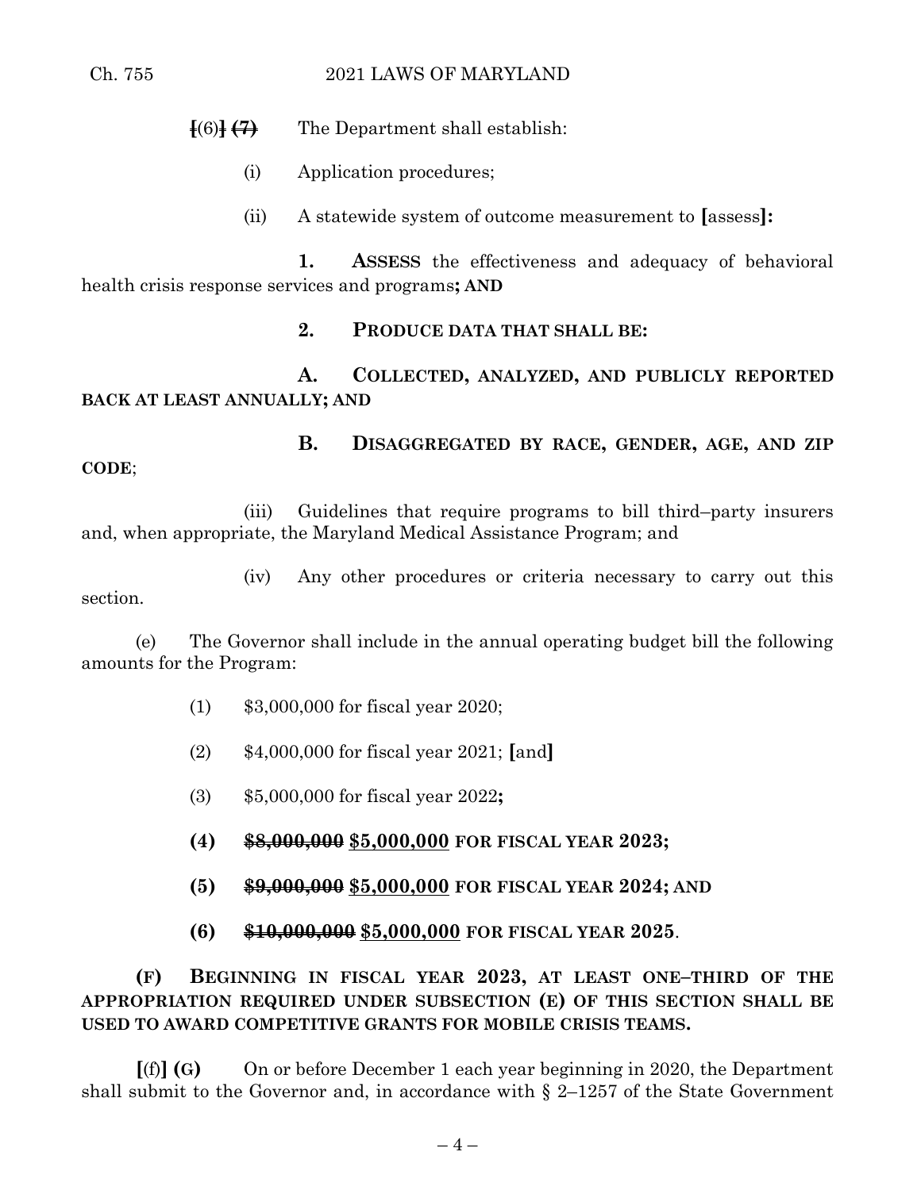**[**(6)**]** ~~(7)~~ The Department shall establish:

(i) Application procedures;

(ii) A statewide system of outcome measurement to **[**assess**]:**

**1. ASSESS** the effectiveness and adequacy of behavioral health crisis response services and programs**; AND**

**2. PRODUCE DATA THAT SHALL BE:**

**A. COLLECTED, ANALYZED, AND PUBLICLY REPORTED BACK AT LEAST ANNUALLY; AND**

**B. DISAGGREGATED BY RACE, GENDER, AGE, AND ZIP CODE**;

(iii) Guidelines that require programs to bill third–party insurers and, when appropriate, the Maryland Medical Assistance Program; and

(iv) Any other procedures or criteria necessary to carry out this section.

(e) The Governor shall include in the annual operating budget bill the following amounts for the Program:

(1) $3,000,000 for fiscal year 2020;

(2) $4,000,000 for fiscal year 2021; **[**and**]**

(3) $5,000,000 for fiscal year 2022**;**

**(4) ~~$8,000,000~~ <u>$5,000,000</u> FOR FISCAL YEAR 2023;**

**(5) ~~$9,000,000~~ <u>$5,000,000</u> FOR FISCAL YEAR 2024; AND**

**(6) ~~$10,000,000~~ <u>$5,000,000</u> FOR FISCAL YEAR 2025**.

**(F) BEGINNING IN FISCAL YEAR 2023, AT LEAST ONE–THIRD OF THE APPROPRIATION REQUIRED UNDER SUBSECTION (E) OF THIS SECTION SHALL BE USED TO AWARD COMPETITIVE GRANTS FOR MOBILE CRISIS TEAMS.**

**[**(f)**] (G)** On or before December 1 each year beginning in 2020, the Department shall submit to the Governor and, in accordance with § 2–1257 of the State Government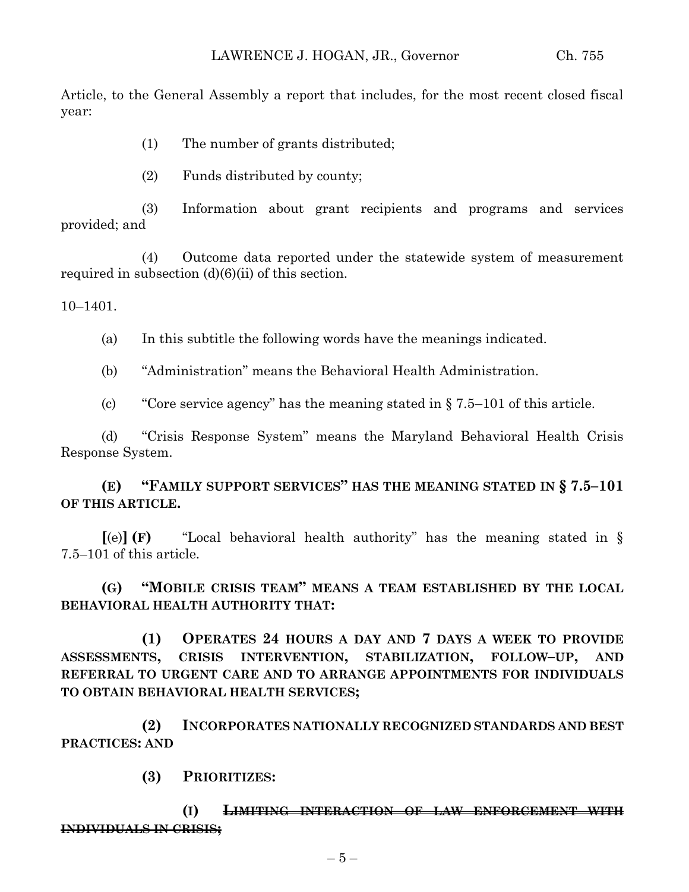Article, to the General Assembly a report that includes, for the most recent closed fiscal year:

(1) The number of grants distributed;

(2) Funds distributed by county;

(3) Information about grant recipients and programs and services provided; and

(4) Outcome data reported under the statewide system of measurement required in subsection (d)(6)(ii) of this section.

10–1401.

(a) In this subtitle the following words have the meanings indicated.

(b) "Administration" means the Behavioral Health Administration.

(c) "Core service agency" has the meaning stated in § 7.5–101 of this article.

(d) "Crisis Response System" means the Maryland Behavioral Health Crisis Response System.

**(E) "FAMILY SUPPORT SERVICES" HAS THE MEANING STATED IN § 7.5–101 OF THIS ARTICLE.**

**[**(e)**] (F)** "Local behavioral health authority" has the meaning stated in § 7.5–101 of this article.

**(G) "MOBILE CRISIS TEAM" MEANS A TEAM ESTABLISHED BY THE LOCAL BEHAVIORAL HEALTH AUTHORITY THAT:**

**(1) OPERATES 24 HOURS A DAY AND 7 DAYS A WEEK TO PROVIDE ASSESSMENTS, CRISIS INTERVENTION, STABILIZATION, FOLLOW–UP, AND REFERRAL TO URGENT CARE AND TO ARRANGE APPOINTMENTS FOR INDIVIDUALS TO OBTAIN BEHAVIORAL HEALTH SERVICES;**

**(2) INCORPORATES NATIONALLY RECOGNIZED STANDARDS AND BEST PRACTICES: AND**

**(3) PRIORITIZES:**

**(I) ~~LIMITING INTERACTION OF LAW ENFORCEMENT WITH INDIVIDUALS IN CRISIS;~~**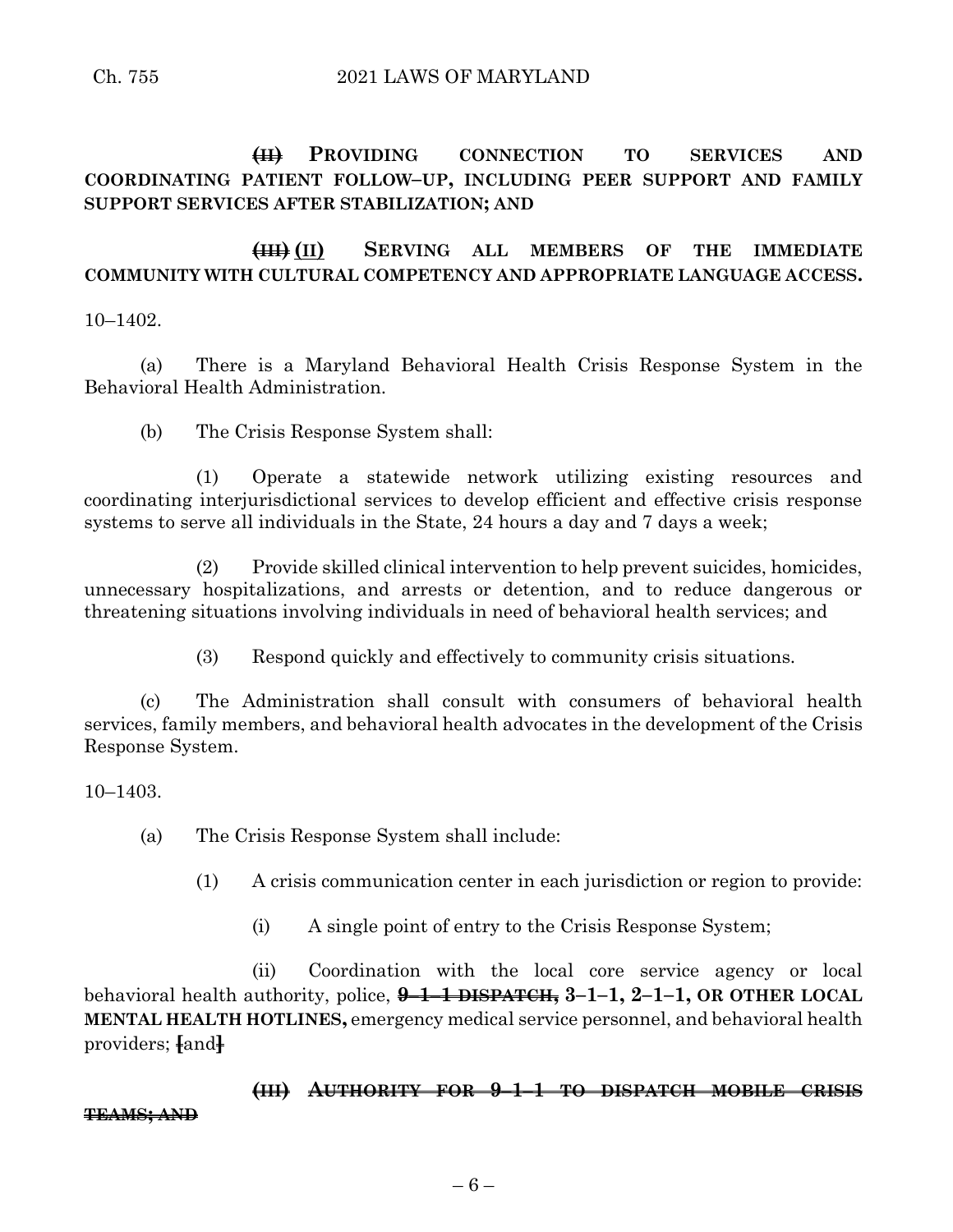~~(II)~~ **PROVIDING CONNECTION TO SERVICES AND COORDINATING PATIENT FOLLOW–UP, INCLUDING PEER SUPPORT AND FAMILY SUPPORT SERVICES AFTER STABILIZATION; AND**

~~(III)~~ <u>(II)</u> **SERVING ALL MEMBERS OF THE IMMEDIATE COMMUNITY WITH CULTURAL COMPETENCY AND APPROPRIATE LANGUAGE ACCESS.**

10–1402.

(a) There is a Maryland Behavioral Health Crisis Response System in the Behavioral Health Administration.

(b) The Crisis Response System shall:

(1) Operate a statewide network utilizing existing resources and coordinating interjurisdictional services to develop efficient and effective crisis response systems to serve all individuals in the State, 24 hours a day and 7 days a week;

(2) Provide skilled clinical intervention to help prevent suicides, homicides, unnecessary hospitalizations, and arrests or detention, and to reduce dangerous or threatening situations involving individuals in need of behavioral health services; and

(3) Respond quickly and effectively to community crisis situations.

(c) The Administration shall consult with consumers of behavioral health services, family members, and behavioral health advocates in the development of the Crisis Response System.

10–1403.

(a) The Crisis Response System shall include:

(1) A crisis communication center in each jurisdiction or region to provide:

(i) A single point of entry to the Crisis Response System;

(ii) Coordination with the local core service agency or local behavioral health authority, police, ~~**9–1–1 DISPATCH,**~~ **3–1–1, 2–1–1, OR OTHER LOCAL MENTAL HEALTH HOTLINES,** emergency medical service personnel, and behavioral health providers; ~~[~~and~~]~~

~~**(III) AUTHORITY FOR 9–1–1 TO DISPATCH MOBILE CRISIS TEAMS; AND**~~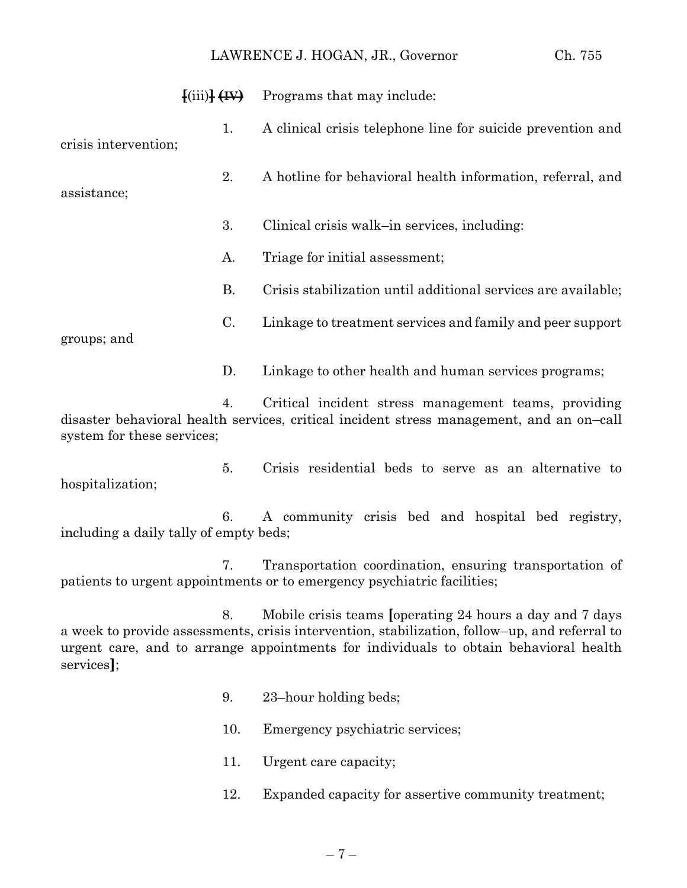**[**(iii)**]** ~~(IV)~~ Programs that may include:

1. A clinical crisis telephone line for suicide prevention and crisis intervention;

2. A hotline for behavioral health information, referral, and assistance;

3. Clinical crisis walk–in services, including:

A. Triage for initial assessment;

B. Crisis stabilization until additional services are available;

C. Linkage to treatment services and family and peer support groups; and

D. Linkage to other health and human services programs;

4. Critical incident stress management teams, providing disaster behavioral health services, critical incident stress management, and an on–call system for these services;

5. Crisis residential beds to serve as an alternative to hospitalization;

6. A community crisis bed and hospital bed registry, including a daily tally of empty beds;

7. Transportation coordination, ensuring transportation of patients to urgent appointments or to emergency psychiatric facilities;

8. Mobile crisis teams **[**operating 24 hours a day and 7 days a week to provide assessments, crisis intervention, stabilization, follow–up, and referral to urgent care, and to arrange appointments for individuals to obtain behavioral health services**]**;

9. 23–hour holding beds;

10. Emergency psychiatric services;

11. Urgent care capacity;

12. Expanded capacity for assertive community treatment;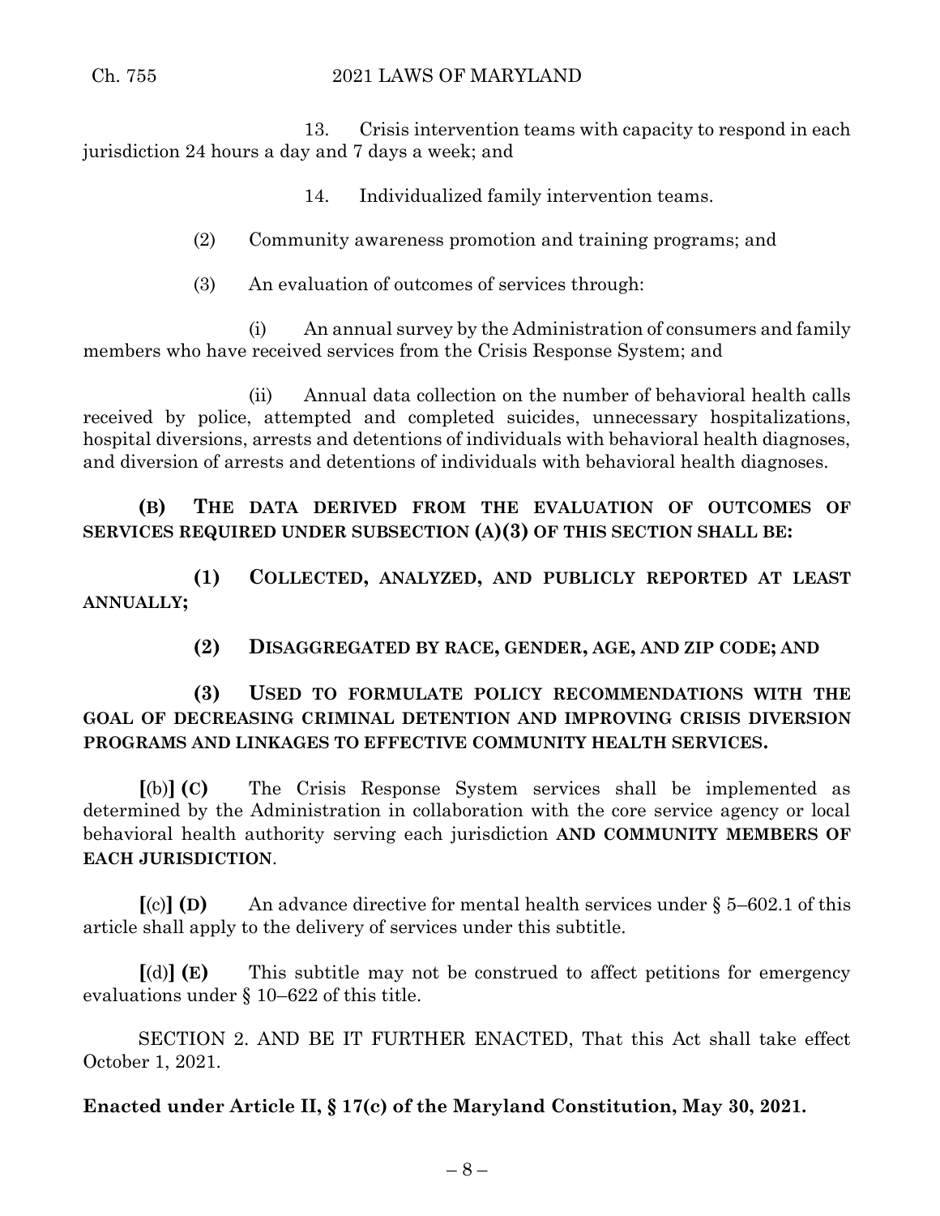13. Crisis intervention teams with capacity to respond in each jurisdiction 24 hours a day and 7 days a week; and

14. Individualized family intervention teams.

(2) Community awareness promotion and training programs; and

(3) An evaluation of outcomes of services through:

(i) An annual survey by the Administration of consumers and family members who have received services from the Crisis Response System; and

(ii) Annual data collection on the number of behavioral health calls received by police, attempted and completed suicides, unnecessary hospitalizations, hospital diversions, arrests and detentions of individuals with behavioral health diagnoses, and diversion of arrests and detentions of individuals with behavioral health diagnoses.

**(B) THE DATA DERIVED FROM THE EVALUATION OF OUTCOMES OF SERVICES REQUIRED UNDER SUBSECTION (A)(3) OF THIS SECTION SHALL BE:**

**(1) COLLECTED, ANALYZED, AND PUBLICLY REPORTED AT LEAST ANNUALLY;**

**(2) DISAGGREGATED BY RACE, GENDER, AGE, AND ZIP CODE; AND**

**(3) USED TO FORMULATE POLICY RECOMMENDATIONS WITH THE GOAL OF DECREASING CRIMINAL DETENTION AND IMPROVING CRISIS DIVERSION PROGRAMS AND LINKAGES TO EFFECTIVE COMMUNITY HEALTH SERVICES.**

**[**(b)**] (C)** The Crisis Response System services shall be implemented as determined by the Administration in collaboration with the core service agency or local behavioral health authority serving each jurisdiction **AND COMMUNITY MEMBERS OF EACH JURISDICTION**.

**[**(c)**] (D)** An advance directive for mental health services under § 5–602.1 of this article shall apply to the delivery of services under this subtitle.

**[**(d)**] (E)** This subtitle may not be construed to affect petitions for emergency evaluations under § 10–622 of this title.

SECTION 2. AND BE IT FURTHER ENACTED, That this Act shall take effect October 1, 2021.

**Enacted under Article II, § 17(c) of the Maryland Constitution, May 30, 2021.**